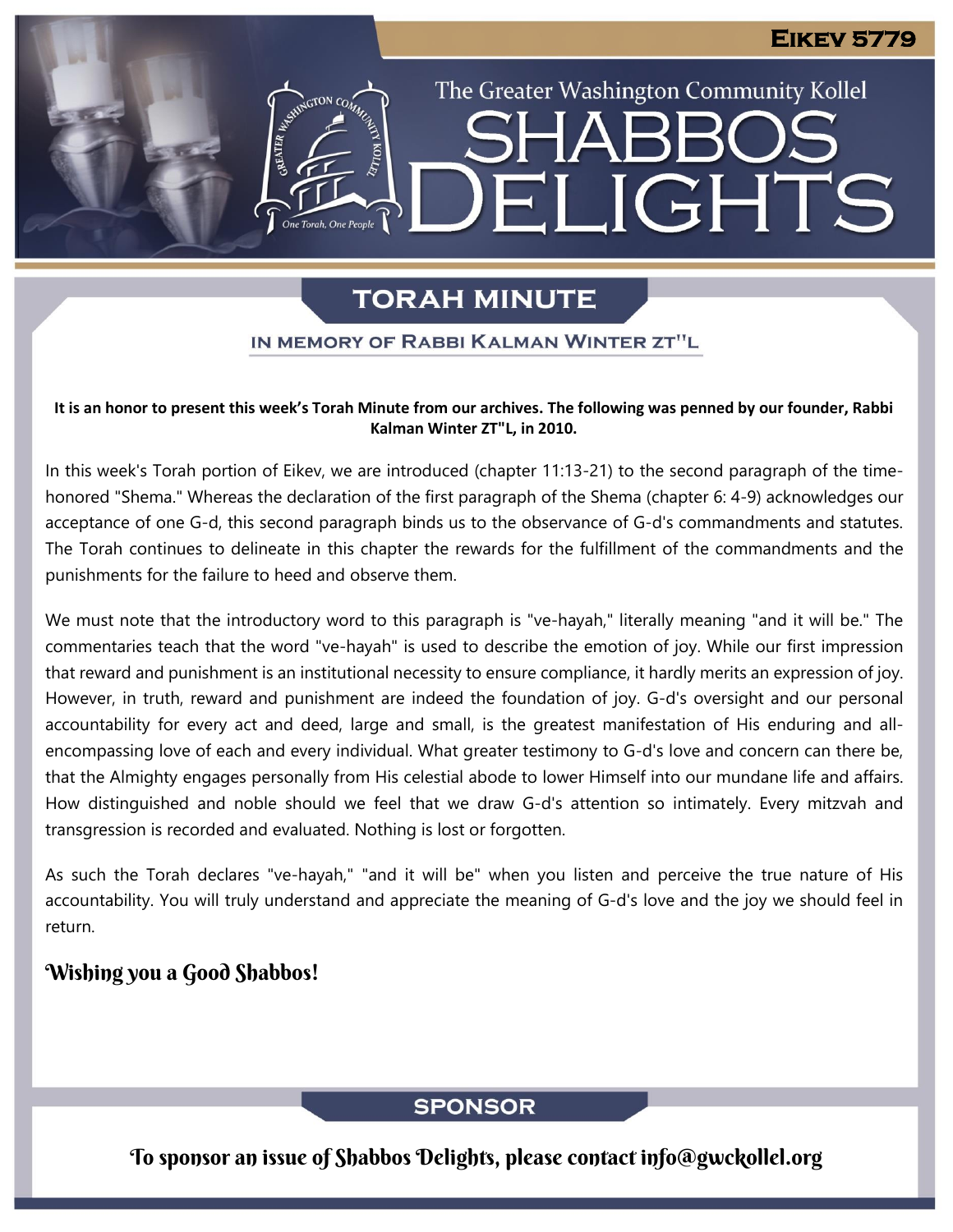Eikev 5779

The Greater Washington Community Kollel

# SHABBOS DELIGHTS

## TORAH MINUTE

### IN MEMORY OF RABBI KALMAN WINTER ZT"L

**It is an honor to present this week's Torah Minute from our archives. The following was penned by our founder, Rabbi Kalman Winter ZT"L, in 2010.**

In this week's Torah portion of Eikev, we are introduced (chapter 11:13-21) to the second paragraph of the time-honored "Shema." Whereas the declaration of the first paragraph of the Shema (chapter 6: 4-9) acknowledges our acceptance of one G-d, this second paragraph binds us to the observance of G-d's commandments and statutes. The Torah continues to delineate in this chapter the rewards for the fulfillment of the commandments and the punishments for the failure to heed and observe them.

We must note that the introductory word to this paragraph is "ve-hayah," literally meaning "and it will be." The commentaries teach that the word "ve-hayah" is used to describe the emotion of joy. While our first impression that reward and punishment is an institutional necessity to ensure compliance, it hardly merits an expression of joy. However, in truth, reward and punishment are indeed the foundation of joy. G-d's oversight and our personal accountability for every act and deed, large and small, is the greatest manifestation of His enduring and all-encompassing love of each and every individual. What greater testimony to G-d's love and concern can there be, that the Almighty engages personally from His celestial abode to lower Himself into our mundane life and affairs. How distinguished and noble should we feel that we draw G-d's attention so intimately. Every mitzvah and transgression is recorded and evaluated. Nothing is lost or forgotten.

As such the Torah declares "ve-hayah," "and it will be" when you listen and perceive the true nature of His accountability. You will truly understand and appreciate the meaning of G-d's love and the joy we should feel in return.

**Wishing you a Good Shabbos!**

## SPONSOR

To sponsor an issue of Shabbos Delights, please contact info@gwckollel.org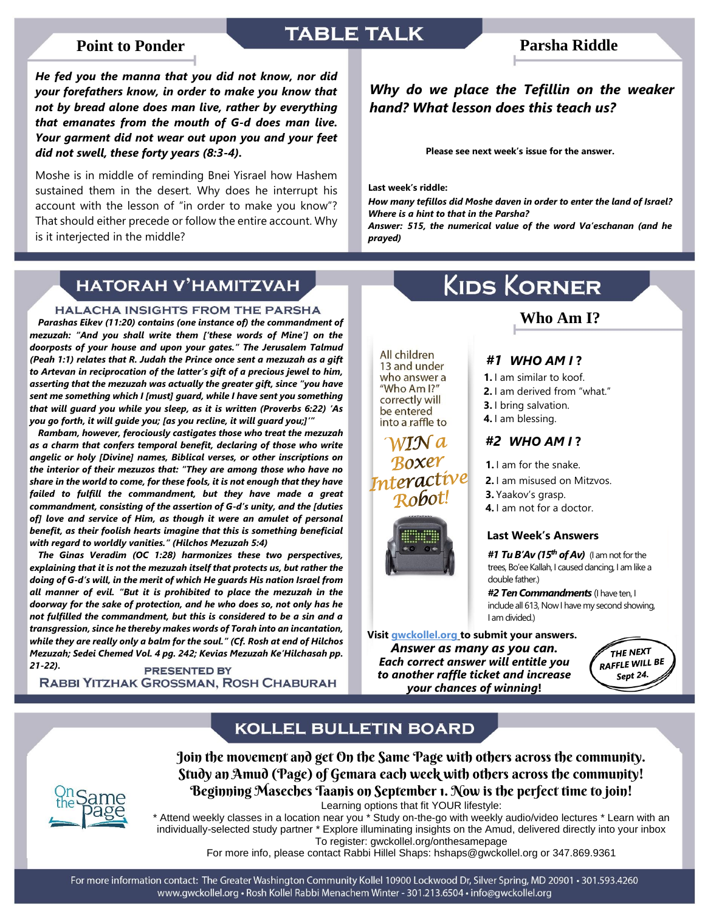# TABLE TALK

## Point to Ponder

***He fed you the manna that you did not know, nor did your forefathers know, in order to make you know that not by bread alone does man live, rather by everything that emanates from the mouth of G-d does man live. Your garment did not wear out upon you and your feet did not swell, these forty years (8:3-4).***

Moshe is in middle of reminding Bnei Yisrael how Hashem sustained them in the desert. Why does he interrupt his account with the lesson of "in order to make you know"? That should either precede or follow the entire account. Why is it interjected in the middle?

## Parsha Riddle

***Why do we place the Tefillin on the weaker hand? What lesson does this teach us?***

**Please see next week's issue for the answer.**

**Last week's riddle:**

***How many tefillos did Moshe daven in order to enter the land of Israel? Where is a hint to that in the Parsha?***

***Answer: 515, the numerical value of the word Va'eschanan (and he prayed)***

# HATORAH V'HAMITZVAH

### HALACHA INSIGHTS FROM THE PARSHA

***Parashas Eikev (11:20) contains (one instance of) the commandment of mezuzah: "And you shall write them ['these words of Mine'] on the doorposts of your house and upon your gates." The Jerusalem Talmud (Peah 1:1) relates that R. Judah the Prince once sent a mezuzah as a gift to Artevan in reciprocation of the latter's gift of a precious jewel to him, asserting that the mezuzah was actually the greater gift, since "you have sent me something which I [must] guard, while I have sent you something that will guard you while you sleep, as it is written (Proverbs 6:22) 'As you go forth, it will guide you; [as you recline, it will guard you;]'"***

***Rambam, however, ferociously castigates those who treat the mezuzah as a charm that confers temporal benefit, declaring of those who write angelic or holy [Divine] names, Biblical verses, or other inscriptions on the interior of their mezuzos that: "They are among those who have no share in the world to come, for these fools, it is not enough that they have failed to fulfill the commandment, but they have made a great commandment, consisting of the assertion of G-d's unity, and the [duties of] love and service of Him, as though it were an amulet of personal benefit, as their foolish hearts imagine that this is something beneficial with regard to worldly vanities." (Hilchos Mezuzah 5:4)***

***The Ginas Veradim (OC 1:28) harmonizes these two perspectives, explaining that it is not the mezuzah itself that protects us, but rather the doing of G-d's will, in the merit of which He guards His nation Israel from all manner of evil. "But it is prohibited to place the mezuzah in the doorway for the sake of protection, and he who does so, not only has he not fulfilled the commandment, but this is considered to be a sin and a transgression, since he thereby makes words of Torah into an incantation, while they are really only a balm for the soul." (Cf. Rosh at end of Hilchos Mezuzah; Sedei Chemed Vol. 4 pg. 242; Kevias Mezuzah Ke'Hilchasah pp. 21-22).***

PRESENTED BY
RABBI YITZHAK GROSSMAN, ROSH CHABURAH

# KIDS KORNER

## Who Am I?

All children 13 and under who answer a "Who Am I?" correctly will be entered into a raffle to

WIN a Boxer Interactive Robot!

### #1 WHO AM I ?

1. I am similar to koof.
2. I am derived from "what."
3. I bring salvation.
4. I am blessing.

### #2 WHO AM I ?

1. I am for the snake.
2. I am misused on Mitzvos.
3. Yaakov's grasp.
4. I am not for a doctor.

### Last Week's Answers

***#1 Tu B'Av (15th of Av)*** (I am not for the trees, Bo'ee Kallah, I caused dancing, I am like a double father.)

***#2 Ten Commandments*** (I have ten, I include all 613, Now I have my second showing, I am divided.)

**Visit gwckollel.org to submit your answers.**

***Answer as many as you can. Each correct answer will entitle you to another raffle ticket and increase your chances of winning!***

THE NEXT RAFFLE WILL BE Sept 24.

# KOLLEL BULLETIN BOARD

On the Same Page

**Join the movement and get On the Same Page with others across the community. Study an Amud (Page) of Gemara each week with others across the community! Beginning Maseches Taanis on September 1. Now is the perfect time to join!**

Learning options that fit YOUR lifestyle:

* Attend weekly classes in a location near you * Study on-the-go with weekly audio/video lectures * Learn with an individually-selected study partner * Explore illuminating insights on the Amud, delivered directly into your inbox

To register: gwckollel.org/onthesamepage

For more info, please contact Rabbi Hillel Shaps: hshaps@gwckollel.org or 347.869.9361

For more information contact: The Greater Washington Community Kollel 10900 Lockwood Dr, Silver Spring, MD 20901 • 301.593.4260
www.gwckollel.org • Rosh Kollel Rabbi Menachem Winter - 301.213.6504 • info@gwckollel.org